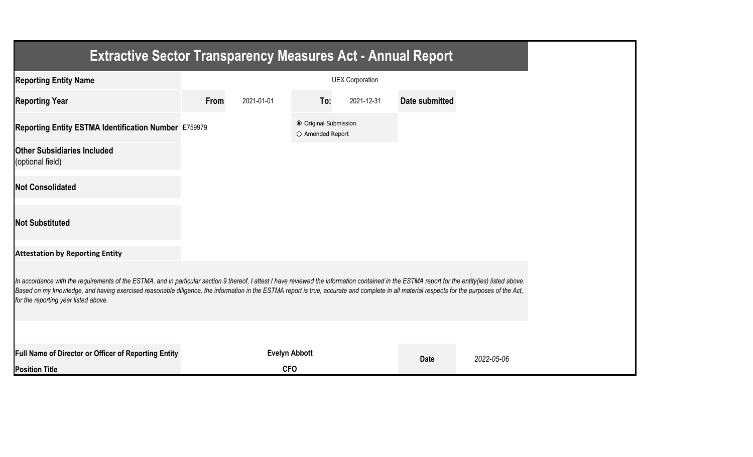# Extractive Sector Transparency Measures Act - Annual Report

| | | | | | | |
|---|---|---|---|---|---|---|
| **Reporting Entity Name** | UEX Corporation | | | | | |
| **Reporting Year** | **From** | 2021-01-01 | **To:** | 2021-12-31 | **Date submitted** | |
| **Reporting Entity ESTMA Identification Number** | E759979 | | ◉ Original Submission ○ Amended Report | | | |
| **Other Subsidiaries Included** (optional field) | | | | | | |
| **Not Consolidated** | | | | | | |
| **Not Substituted** | | | | | | |

**Attestation by Reporting Entity**

*In accordance with the requirements of the ESTMA, and in particular section 9 thereof, I attest I have reviewed the information contained in the ESTMA report for the entity(ies) listed above. Based on my knowledge, and having exercised reasonable diligence, the information in the ESTMA report is true, accurate and complete in all material respects for the purposes of the Act, for the reporting year listed above.*

| | | | |
|---|---|---|---|
| **Full Name of Director or Officer of Reporting Entity** | **Evelyn Abbott** | **Date** | *2022-05-06* |
| **Position Title** | **CFO** | | |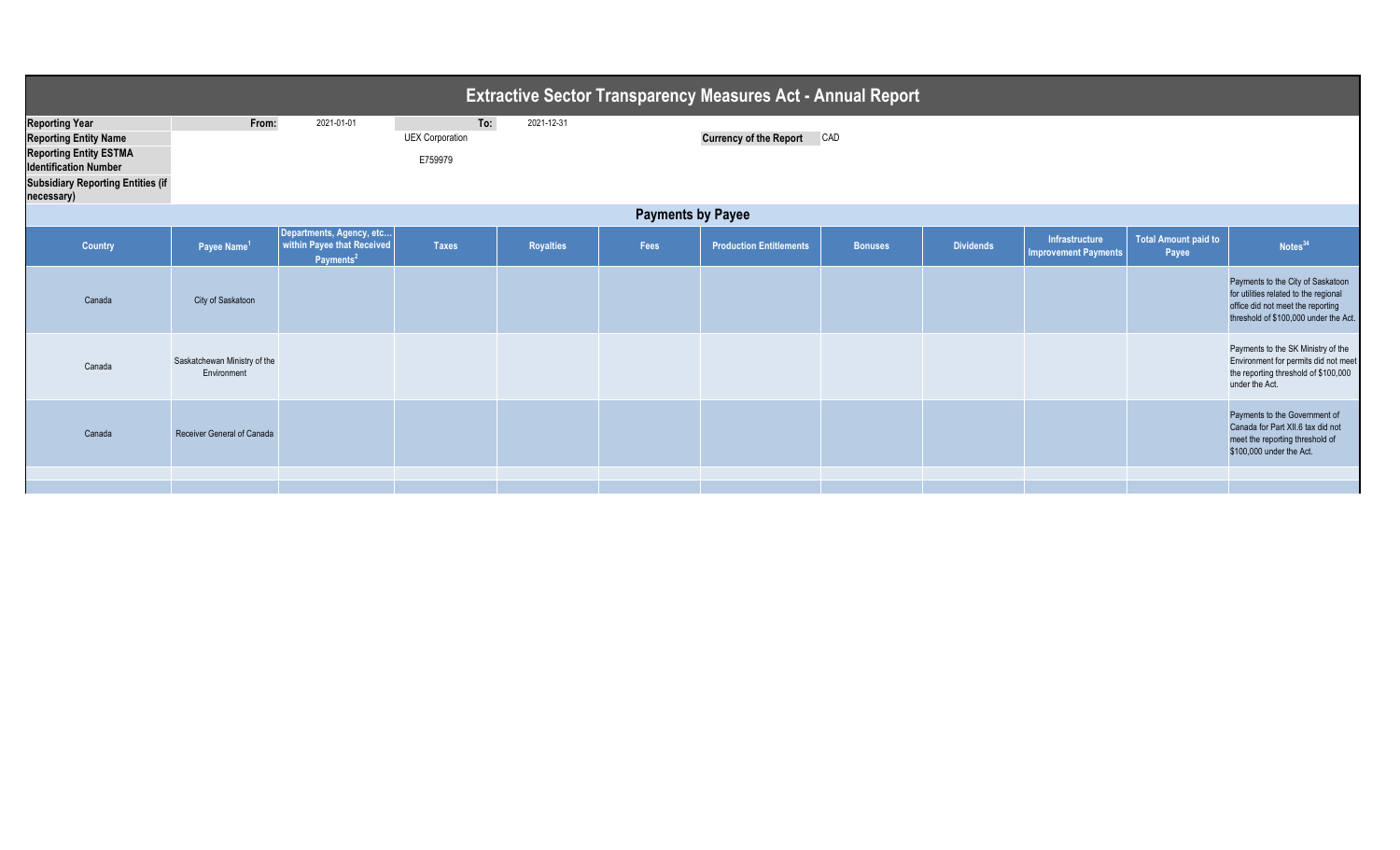# Extractive Sector Transparency Measures Act - Annual Report

| | | | | | | |
|---|---|---|---|---|---|---|
| **Reporting Year** | **From:** | 2021-01-01 | **To:** | 2021-12-31 | | |
| **Reporting Entity Name** | | | UEX Corporation | | **Currency of the Report** | CAD |
| **Reporting Entity ESTMA Identification Number** | | | E759979 | | | |
| **Subsidiary Reporting Entities (if necessary)** | | | | | | |

## Payments by Payee

| Country | Payee Name[1] | Departments, Agency, etc... within Payee that Received Payments[2] | Taxes | Royalties | Fees | Production Entitlements | Bonuses | Dividends | Infrastructure Improvement Payments | Total Amount paid to Payee | Notes[34] |
|---|---|---|---|---|---|---|---|---|---|---|---|
| Canada | City of Saskatoon | | | | | | | | | | Payments to the City of Saskatoon for utilities related to the regional office did not meet the reporting threshold of $100,000 under the Act. |
| Canada | Saskatchewan Ministry of the Environment | | | | | | | | | | Payments to the SK Ministry of the Environment for permits did not meet the reporting threshold of $100,000 under the Act. |
| Canada | Receiver General of Canada | | | | | | | | | | Payments to the Government of Canada for Part XII.6 tax did not meet the reporting threshold of $100,000 under the Act. |
| | | | | | | | | | | | |
| | | | | | | | | | | | |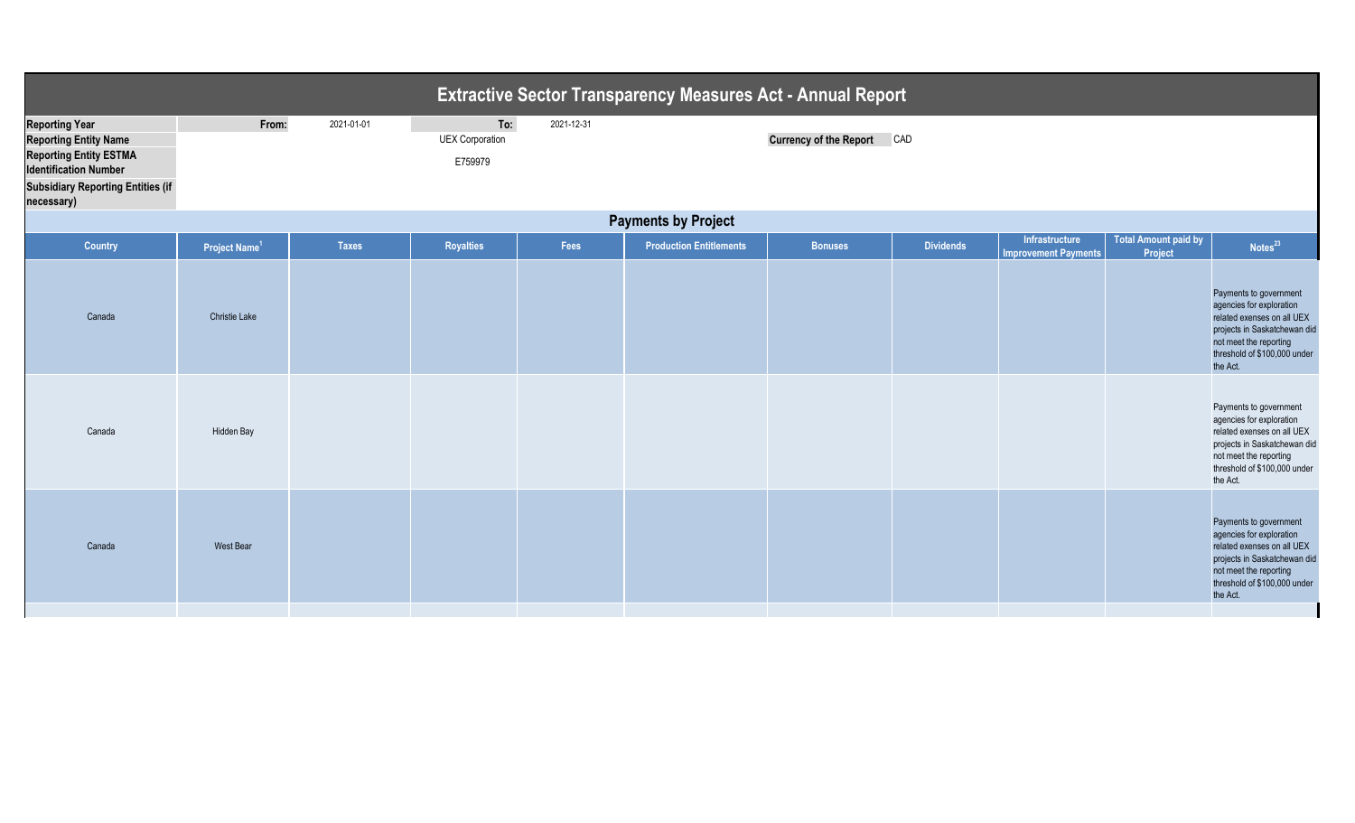# Extractive Sector Transparency Measures Act - Annual Report

| | | | | | | |
|---|---|---|---|---|---|---|
| **Reporting Year** | **From:** | 2021-01-01 | **To:** | 2021-12-31 | | |
| **Reporting Entity Name** | | | UEX Corporation | | **Currency of the Report** | CAD |
| **Reporting Entity ESTMA Identification Number** | | | E759979 | | | |
| **Subsidiary Reporting Entities (if necessary)** | | | | | | |

## Payments by Project

| Country | Project Name[1] | Taxes | Royalties | Fees | Production Entitlements | Bonuses | Dividends | Infrastructure Improvement Payments | Total Amount paid by Project | Notes[23] |
|---|---|---|---|---|---|---|---|---|---|---|
| Canada | Christie Lake | | | | | | | | | Payments to government agencies for exploration related exenses on all UEX projects in Saskatchewan did not meet the reporting threshold of $100,000 under the Act. |
| Canada | Hidden Bay | | | | | | | | | Payments to government agencies for exploration related exenses on all UEX projects in Saskatchewan did not meet the reporting threshold of $100,000 under the Act. |
| Canada | West Bear | | | | | | | | | Payments to government agencies for exploration related exenses on all UEX projects in Saskatchewan did not meet the reporting threshold of $100,000 under the Act. |